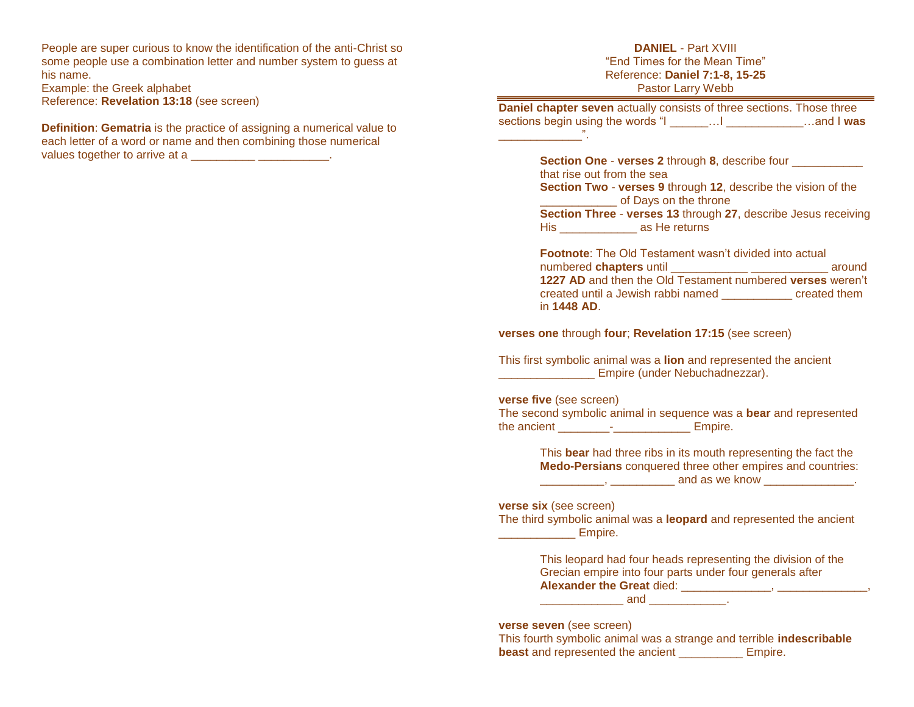**DANIEL** - Part XVIII
"End Times for the Mean Time"
Reference: **Daniel 7:1-8, 15-25**
Pastor Larry Webb

---

**Daniel chapter seven** actually consists of three sections. Those three sections begin using the words "I ______…I ____________…and I **was** _____________".

> **Section One** - **verses 2** through **8**, describe four ___________ that rise out from the sea
> **Section Two** - **verses 9** through **12**, describe the vision of the ____________ of Days on the throne
> **Section Three** - **verses 13** through **27**, describe Jesus receiving His ____________ as He returns
>
> **Footnote**: The Old Testament wasn't divided into actual numbered **chapters** until ____________ ____________ around **1227 AD** and then the Old Testament numbered **verses** weren't created until a Jewish rabbi named ___________ created them in **1448 AD**.

**verses one** through **four**; **Revelation 17:15** (see screen)

This first symbolic animal was a **lion** and represented the ancient _______________ Empire (under Nebuchadnezzar).

**verse five** (see screen)
The second symbolic animal in sequence was a **bear** and represented the ancient ________-____________ Empire.

> This **bear** had three ribs in its mouth representing the fact the **Medo-Persians** conquered three other empires and countries: __________, __________ and as we know ______________.

**verse six** (see screen)
The third symbolic animal was a **leopard** and represented the ancient ____________ Empire.

> This leopard had four heads representing the division of the Grecian empire into four parts under four generals after **Alexander the Great** died: ______________, ______________, _____________ and ____________.

**verse seven** (see screen)
This fourth symbolic animal was a strange and terrible **indescribable beast** and represented the ancient __________ Empire.

People are super curious to know the identification of the anti-Christ so some people use a combination letter and number system to guess at his name.
Example: the Greek alphabet
Reference: **Revelation 13:18** (see screen)

**Definition**: **Gematria** is the practice of assigning a numerical value to each letter of a word or name and then combining those numerical values together to arrive at a __________ ___________.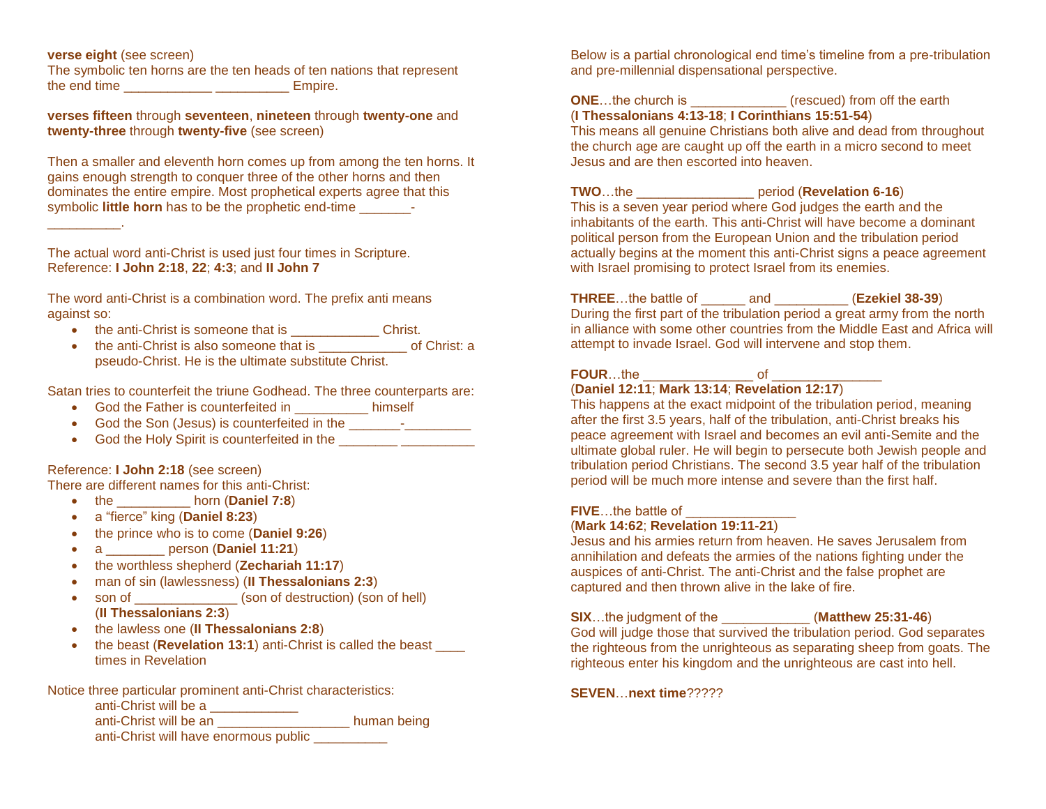**verse eight** (see screen)
The symbolic ten horns are the ten heads of ten nations that represent the end time ____________ __________ Empire.

**verses fifteen** through **seventeen**, **nineteen** through **twenty-one** and **twenty-three** through **twenty-five** (see screen)

Then a smaller and eleventh horn comes up from among the ten horns. It gains enough strength to conquer three of the other horns and then dominates the entire empire. Most prophetical experts agree that this symbolic **little horn** has to be the prophetic end-time _______-__________.

The actual word anti-Christ is used just four times in Scripture.
Reference: **I John 2:18**, **22**; **4:3**; and **II John 7**

The word anti-Christ is a combination word. The prefix anti means against so:

- the anti-Christ is someone that is ____________ Christ.
- the anti-Christ is also someone that is ____________ of Christ: a pseudo-Christ. He is the ultimate substitute Christ.

Satan tries to counterfeit the triune Godhead. The three counterparts are:

- God the Father is counterfeited in __________ himself
- God the Son (Jesus) is counterfeited in the _______-_________
- God the Holy Spirit is counterfeited in the ________ __________

Reference: **I John 2:18** (see screen)
There are different names for this anti-Christ:

- the __________ horn (**Daniel 7:8**)
- a "fierce" king (**Daniel 8:23**)
- the prince who is to come (**Daniel 9:26**)
- a ________ person (**Daniel 11:21**)
- the worthless shepherd (**Zechariah 11:17**)
- man of sin (lawlessness) (**II Thessalonians 2:3**)
- son of ______________ (son of destruction) (son of hell) (**II Thessalonians 2:3**)
- the lawless one (**II Thessalonians 2:8**)
- the beast (**Revelation 13:1**) anti-Christ is called the beast ____ times in Revelation

Notice three particular prominent anti-Christ characteristics:

anti-Christ will be a ____________
anti-Christ will be an __________________ human being
anti-Christ will have enormous public __________

Below is a partial chronological end time's timeline from a pre-tribulation and pre-millennial dispensational perspective.

**ONE**…the church is _____________ (rescued) from off the earth
(**I Thessalonians 4:13-18**; **I Corinthians 15:51-54**)
This means all genuine Christians both alive and dead from throughout the church age are caught up off the earth in a micro second to meet Jesus and are then escorted into heaven.

**TWO**…the ________________ period (**Revelation 6-16**)
This is a seven year period where God judges the earth and the inhabitants of the earth. This anti-Christ will have become a dominant political person from the European Union and the tribulation period actually begins at the moment this anti-Christ signs a peace agreement with Israel promising to protect Israel from its enemies.

**THREE**…the battle of ______ and __________ (**Ezekiel 38-39**)
During the first part of the tribulation period a great army from the north in alliance with some other countries from the Middle East and Africa will attempt to invade Israel. God will intervene and stop them.

**FOUR**…the _______________ of _______________
(**Daniel 12:11**; **Mark 13:14**; **Revelation 12:17**)
This happens at the exact midpoint of the tribulation period, meaning after the first 3.5 years, half of the tribulation, anti-Christ breaks his peace agreement with Israel and becomes an evil anti-Semite and the ultimate global ruler. He will begin to persecute both Jewish people and tribulation period Christians. The second 3.5 year half of the tribulation period will be much more intense and severe than the first half.

**FIVE**…the battle of _______________
(**Mark 14:62**; **Revelation 19:11-21**)
Jesus and his armies return from heaven. He saves Jerusalem from annihilation and defeats the armies of the nations fighting under the auspices of anti-Christ. The anti-Christ and the false prophet are captured and then thrown alive in the lake of fire.

**SIX**…the judgment of the ____________ (**Matthew 25:31-46**)
God will judge those that survived the tribulation period. God separates the righteous from the unrighteous as separating sheep from goats. The righteous enter his kingdom and the unrighteous are cast into hell.

**SEVEN**…**next time**?????